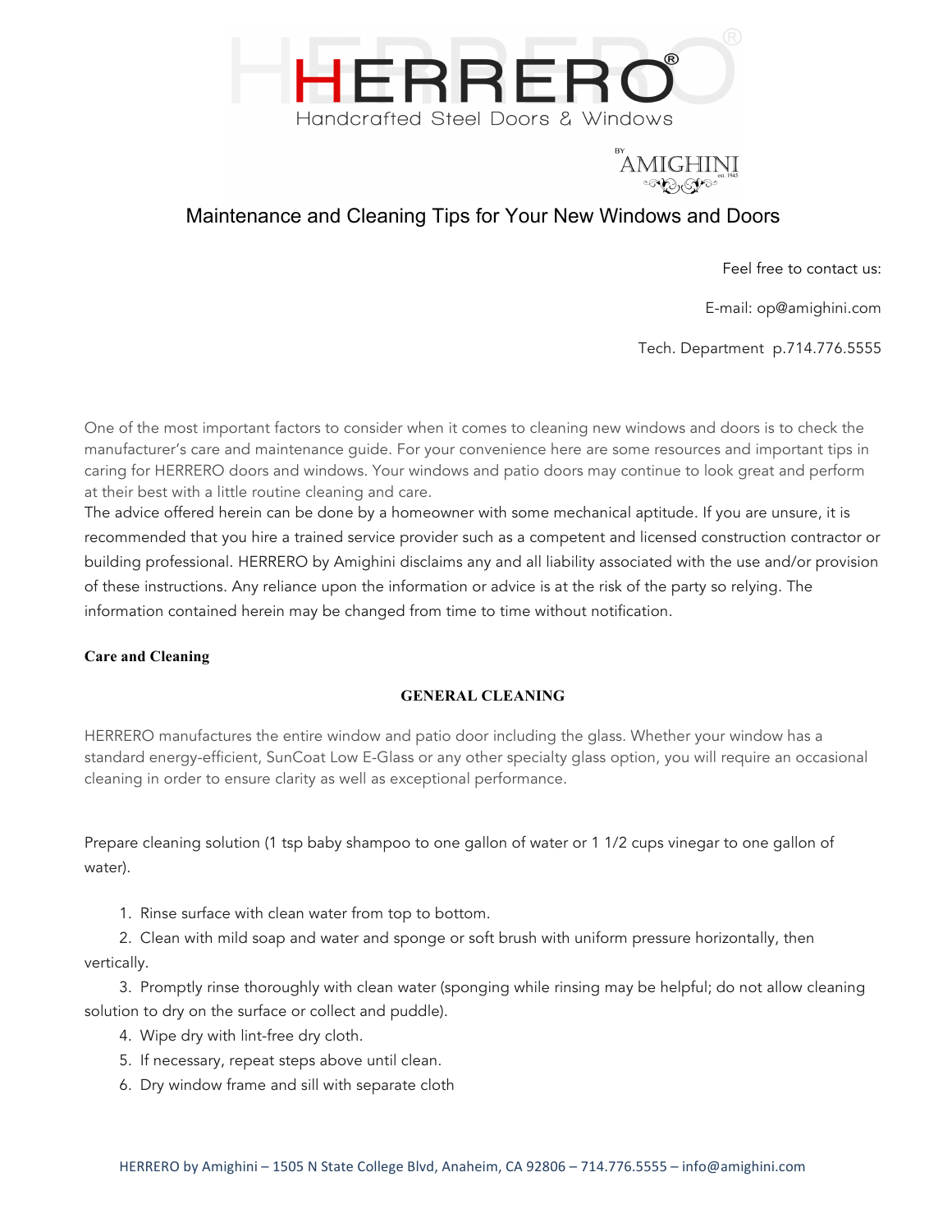# HERRERO®

Handcrafted Steel Doors & Windows

BY AMIGHINI est. 1945

## Maintenance and Cleaning Tips for Your New Windows and Doors

Feel free to contact us:

E-mail: op@amighini.com

Tech. Department p.714.776.5555

One of the most important factors to consider when it comes to cleaning new windows and doors is to check the manufacturer's care and maintenance guide. For your convenience here are some resources and important tips in caring for HERRERO doors and windows. Your windows and patio doors may continue to look great and perform at their best with a little routine cleaning and care.

The advice offered herein can be done by a homeowner with some mechanical aptitude. If you are unsure, it is recommended that you hire a trained service provider such as a competent and licensed construction contractor or building professional. HERRERO by Amighini disclaims any and all liability associated with the use and/or provision of these instructions. Any reliance upon the information or advice is at the risk of the party so relying. The information contained herein may be changed from time to time without notification.

**Care and Cleaning**

### GENERAL CLEANING

HERRERO manufactures the entire window and patio door including the glass. Whether your window has a standard energy-efficient, SunCoat Low E-Glass or any other specialty glass option, you will require an occasional cleaning in order to ensure clarity as well as exceptional performance.

Prepare cleaning solution (1 tsp baby shampoo to one gallon of water or 1 1/2 cups vinegar to one gallon of water).

1. Rinse surface with clean water from top to bottom.
2. Clean with mild soap and water and sponge or soft brush with uniform pressure horizontally, then vertically.
3. Promptly rinse thoroughly with clean water (sponging while rinsing may be helpful; do not allow cleaning solution to dry on the surface or collect and puddle).
4. Wipe dry with lint-free dry cloth.
5. If necessary, repeat steps above until clean.
6. Dry window frame and sill with separate cloth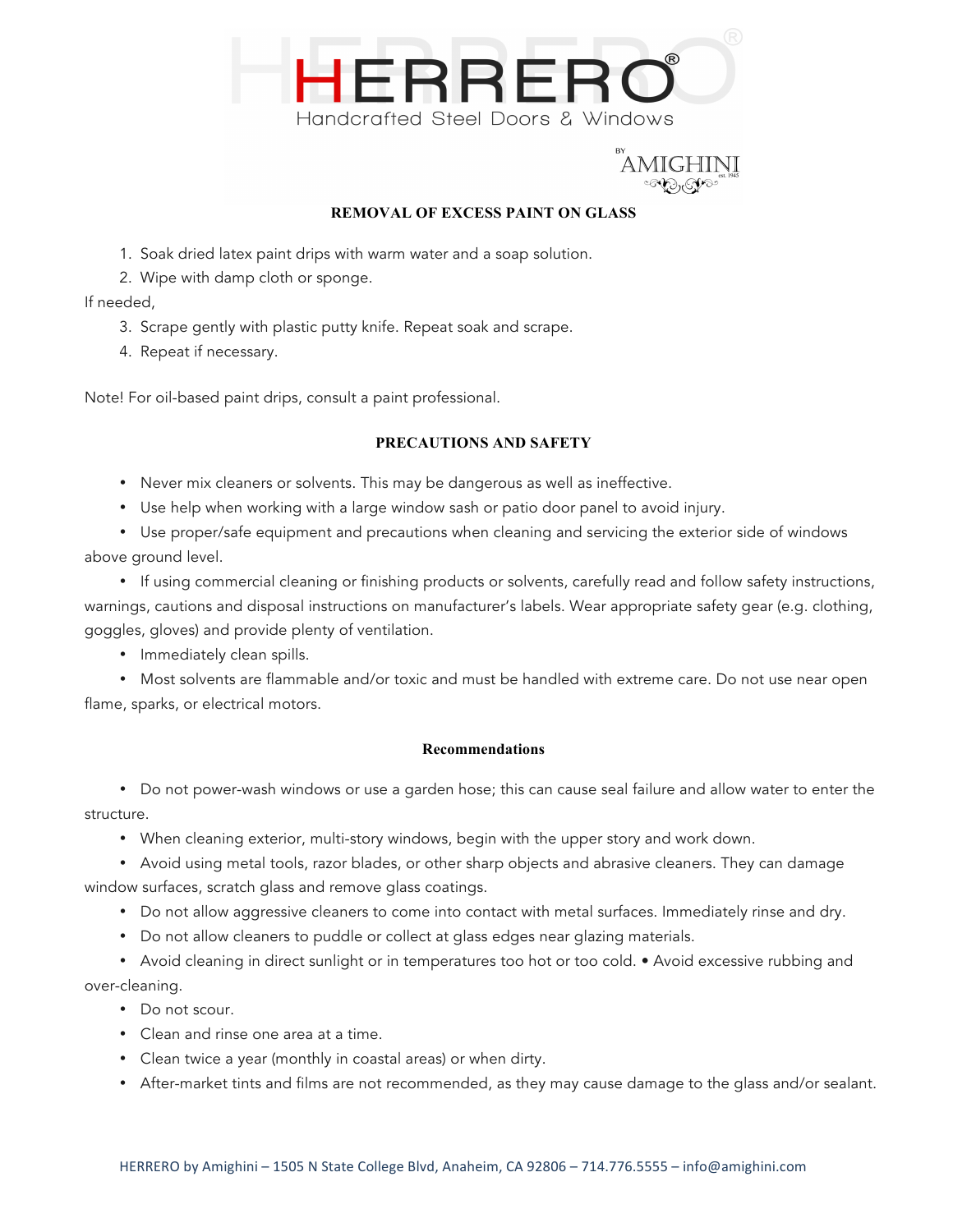# HERRERO®

Handcrafted Steel Doors & Windows

BY AMIGHINI est. 1945

## REMOVAL OF EXCESS PAINT ON GLASS

1. Soak dried latex paint drips with warm water and a soap solution.
2. Wipe with damp cloth or sponge.

If needed,

3. Scrape gently with plastic putty knife. Repeat soak and scrape.
4. Repeat if necessary.

Note! For oil-based paint drips, consult a paint professional.

## PRECAUTIONS AND SAFETY

- Never mix cleaners or solvents. This may be dangerous as well as ineffective.
- Use help when working with a large window sash or patio door panel to avoid injury.
- Use proper/safe equipment and precautions when cleaning and servicing the exterior side of windows above ground level.
- If using commercial cleaning or finishing products or solvents, carefully read and follow safety instructions, warnings, cautions and disposal instructions on manufacturer's labels. Wear appropriate safety gear (e.g. clothing, goggles, gloves) and provide plenty of ventilation.
- Immediately clean spills.
- Most solvents are flammable and/or toxic and must be handled with extreme care. Do not use near open flame, sparks, or electrical motors.

### Recommendations

- Do not power-wash windows or use a garden hose; this can cause seal failure and allow water to enter the structure.
- When cleaning exterior, multi-story windows, begin with the upper story and work down.
- Avoid using metal tools, razor blades, or other sharp objects and abrasive cleaners. They can damage window surfaces, scratch glass and remove glass coatings.
- Do not allow aggressive cleaners to come into contact with metal surfaces. Immediately rinse and dry.
- Do not allow cleaners to puddle or collect at glass edges near glazing materials.
- Avoid cleaning in direct sunlight or in temperatures too hot or too cold. • Avoid excessive rubbing and over-cleaning.
- Do not scour.
- Clean and rinse one area at a time.
- Clean twice a year (monthly in coastal areas) or when dirty.
- After-market tints and films are not recommended, as they may cause damage to the glass and/or sealant.

HERRERO by Amighini – 1505 N State College Blvd, Anaheim, CA 92806 – 714.776.5555 – info@amighini.com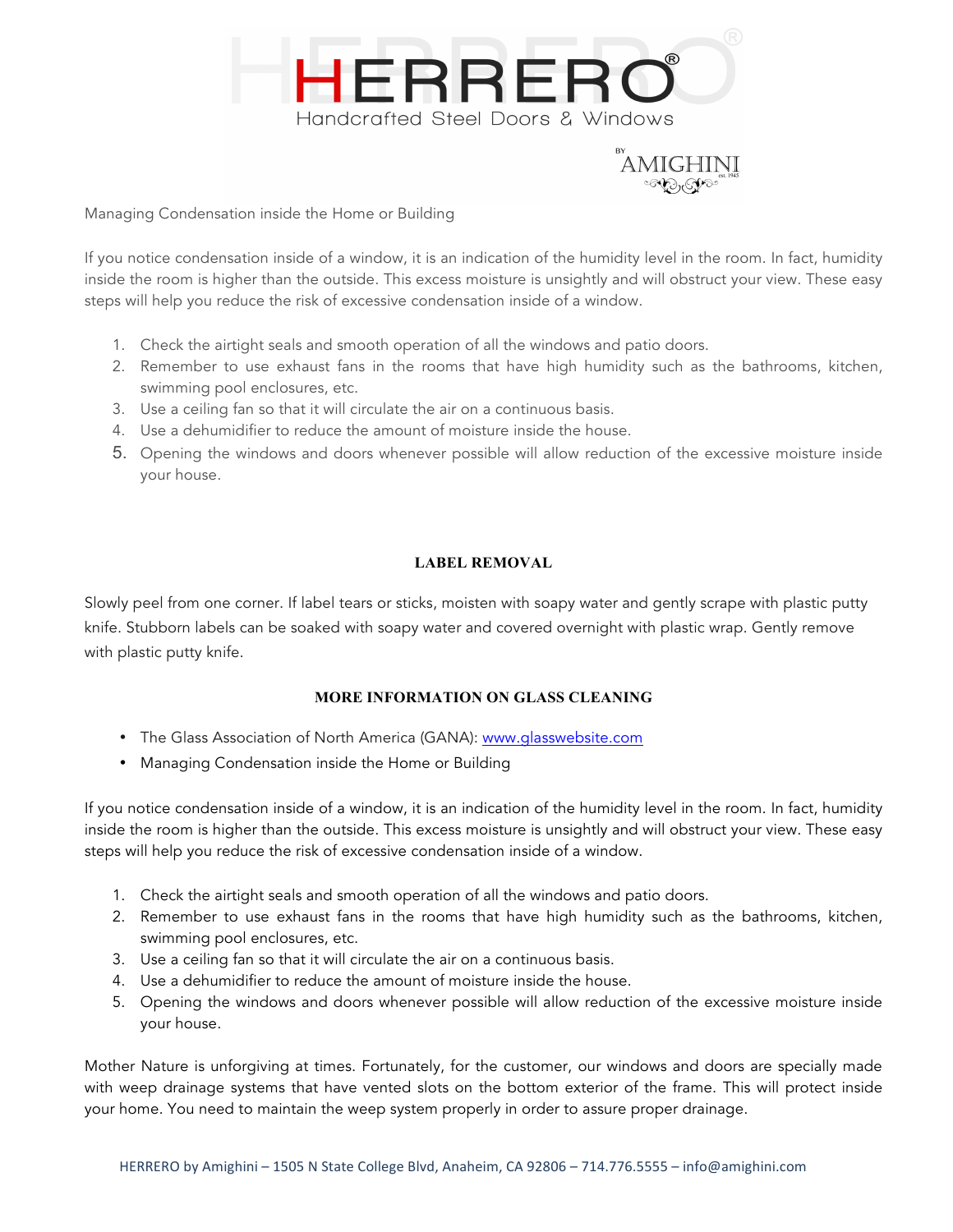Managing Condensation inside the Home or Building

If you notice condensation inside of a window, it is an indication of the humidity level in the room. In fact, humidity inside the room is higher than the outside. This excess moisture is unsightly and will obstruct your view. These easy steps will help you reduce the risk of excessive condensation inside of a window.

1. Check the airtight seals and smooth operation of all the windows and patio doors.
2. Remember to use exhaust fans in the rooms that have high humidity such as the bathrooms, kitchen, swimming pool enclosures, etc.
3. Use a ceiling fan so that it will circulate the air on a continuous basis.
4. Use a dehumidifier to reduce the amount of moisture inside the house.
5. Opening the windows and doors whenever possible will allow reduction of the excessive moisture inside your house.

## LABEL REMOVAL

Slowly peel from one corner. If label tears or sticks, moisten with soapy water and gently scrape with plastic putty knife. Stubborn labels can be soaked with soapy water and covered overnight with plastic wrap. Gently remove with plastic putty knife.

## MORE INFORMATION ON GLASS CLEANING

- The Glass Association of North America (GANA): www.glasswebsite.com
- Managing Condensation inside the Home or Building

If you notice condensation inside of a window, it is an indication of the humidity level in the room. In fact, humidity inside the room is higher than the outside. This excess moisture is unsightly and will obstruct your view. These easy steps will help you reduce the risk of excessive condensation inside of a window.

1. Check the airtight seals and smooth operation of all the windows and patio doors.
2. Remember to use exhaust fans in the rooms that have high humidity such as the bathrooms, kitchen, swimming pool enclosures, etc.
3. Use a ceiling fan so that it will circulate the air on a continuous basis.
4. Use a dehumidifier to reduce the amount of moisture inside the house.
5. Opening the windows and doors whenever possible will allow reduction of the excessive moisture inside your house.

Mother Nature is unforgiving at times. Fortunately, for the customer, our windows and doors are specially made with weep drainage systems that have vented slots on the bottom exterior of the frame. This will protect inside your home. You need to maintain the weep system properly in order to assure proper drainage.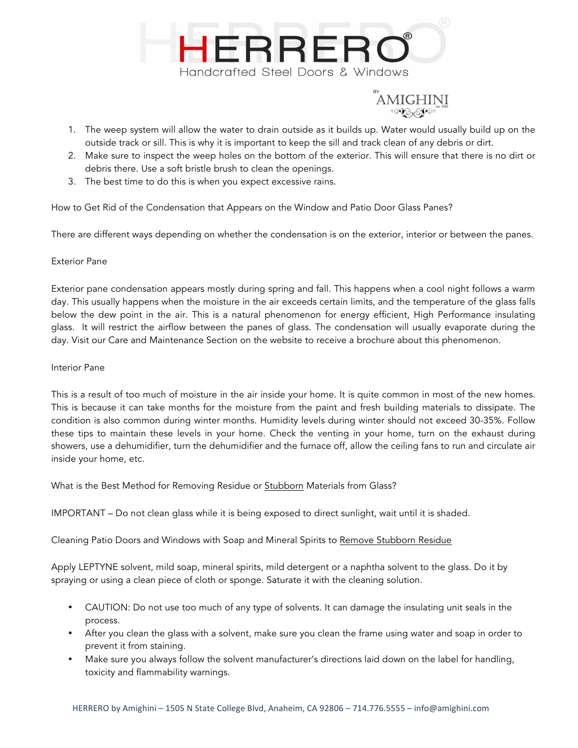1. The weep system will allow the water to drain outside as it builds up. Water would usually build up on the outside track or sill. This is why it is important to keep the sill and track clean of any debris or dirt.
2. Make sure to inspect the weep holes on the bottom of the exterior. This will ensure that there is no dirt or debris there. Use a soft bristle brush to clean the openings.
3. The best time to do this is when you expect excessive rains.

How to Get Rid of the Condensation that Appears on the Window and Patio Door Glass Panes?

There are different ways depending on whether the condensation is on the exterior, interior or between the panes.

Exterior Pane

Exterior pane condensation appears mostly during spring and fall. This happens when a cool night follows a warm day. This usually happens when the moisture in the air exceeds certain limits, and the temperature of the glass falls below the dew point in the air. This is a natural phenomenon for energy efficient, High Performance insulating glass. It will restrict the airflow between the panes of glass. The condensation will usually evaporate during the day. Visit our Care and Maintenance Section on the website to receive a brochure about this phenomenon.

Interior Pane

This is a result of too much of moisture in the air inside your home. It is quite common in most of the new homes. This is because it can take months for the moisture from the paint and fresh building materials to dissipate. The condition is also common during winter months. Humidity levels during winter should not exceed 30-35%. Follow these tips to maintain these levels in your home. Check the venting in your home, turn on the exhaust during showers, use a dehumidifier, turn the dehumidifier and the furnace off, allow the ceiling fans to run and circulate air inside your home, etc.

What is the Best Method for Removing Residue or Stubborn Materials from Glass?

IMPORTANT – Do not clean glass while it is being exposed to direct sunlight, wait until it is shaded.

Cleaning Patio Doors and Windows with Soap and Mineral Spirits to Remove Stubborn Residue

Apply LEPTYNE solvent, mild soap, mineral spirits, mild detergent or a naphtha solvent to the glass. Do it by spraying or using a clean piece of cloth or sponge. Saturate it with the cleaning solution.

- CAUTION: Do not use too much of any type of solvents. It can damage the insulating unit seals in the process.
- After you clean the glass with a solvent, make sure you clean the frame using water and soap in order to prevent it from staining.
- Make sure you always follow the solvent manufacturer's directions laid down on the label for handling, toxicity and flammability warnings.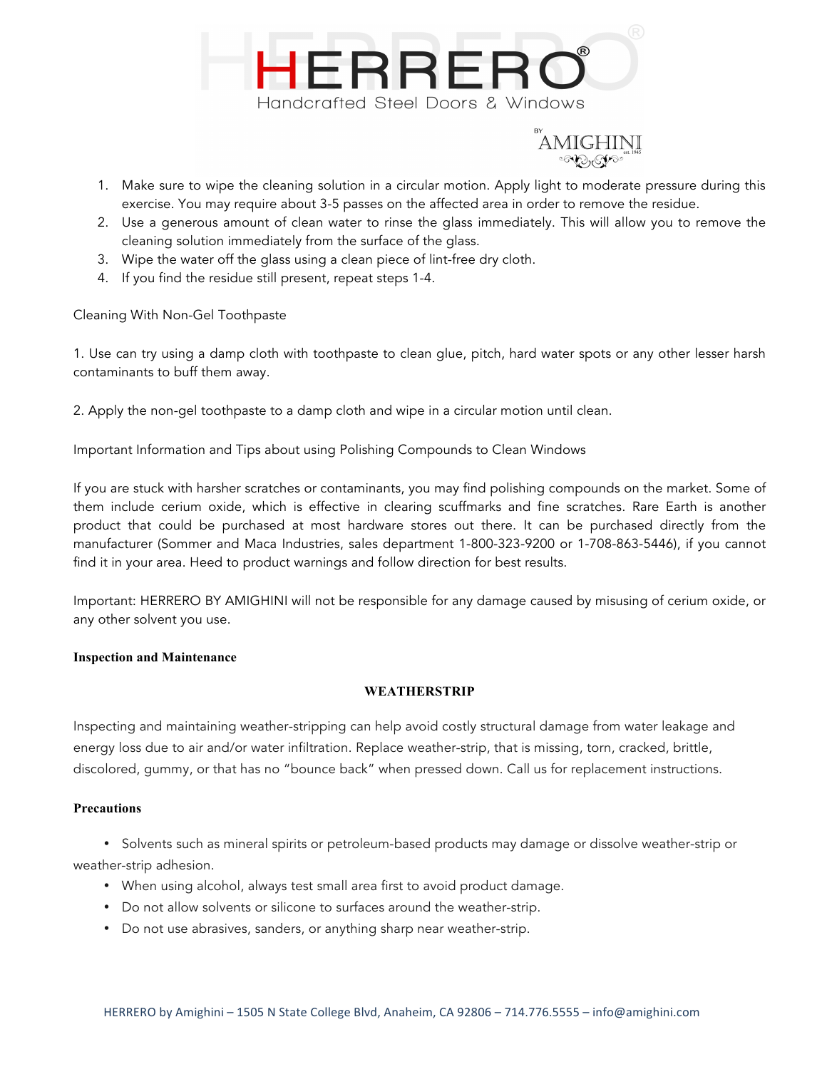1. Make sure to wipe the cleaning solution in a circular motion. Apply light to moderate pressure during this exercise. You may require about 3-5 passes on the affected area in order to remove the residue.
2. Use a generous amount of clean water to rinse the glass immediately. This will allow you to remove the cleaning solution immediately from the surface of the glass.
3. Wipe the water off the glass using a clean piece of lint-free dry cloth.
4. If you find the residue still present, repeat steps 1-4.

Cleaning With Non-Gel Toothpaste

1. Use can try using a damp cloth with toothpaste to clean glue, pitch, hard water spots or any other lesser harsh contaminants to buff them away.

2. Apply the non-gel toothpaste to a damp cloth and wipe in a circular motion until clean.

Important Information and Tips about using Polishing Compounds to Clean Windows

If you are stuck with harsher scratches or contaminants, you may find polishing compounds on the market. Some of them include cerium oxide, which is effective in clearing scuffmarks and fine scratches. Rare Earth is another product that could be purchased at most hardware stores out there. It can be purchased directly from the manufacturer (Sommer and Maca Industries, sales department 1-800-323-9200 or 1-708-863-5446), if you cannot find it in your area. Heed to product warnings and follow direction for best results.

Important: HERRERO BY AMIGHINI will not be responsible for any damage caused by misusing of cerium oxide, or any other solvent you use.

**Inspection and Maintenance**

**WEATHERSTRIP**

Inspecting and maintaining weather-stripping can help avoid costly structural damage from water leakage and energy loss due to air and/or water infiltration. Replace weather-strip, that is missing, torn, cracked, brittle, discolored, gummy, or that has no "bounce back" when pressed down. Call us for replacement instructions.

**Precautions**

- Solvents such as mineral spirits or petroleum-based products may damage or dissolve weather-strip or weather-strip adhesion.
- When using alcohol, always test small area first to avoid product damage.
- Do not allow solvents or silicone to surfaces around the weather-strip.
- Do not use abrasives, sanders, or anything sharp near weather-strip.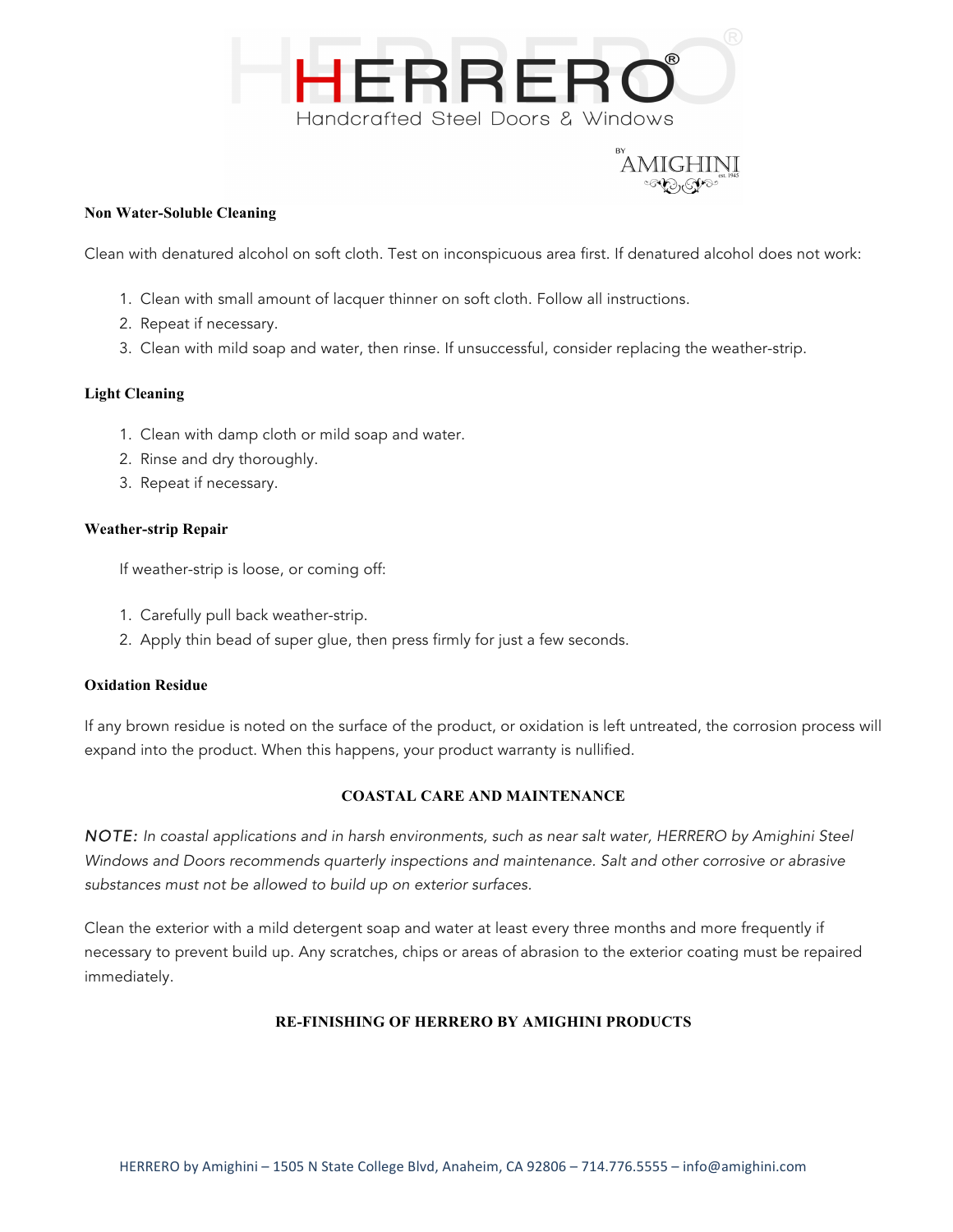**Non Water-Soluble Cleaning**

Clean with denatured alcohol on soft cloth. Test on inconspicuous area first. If denatured alcohol does not work:

1. Clean with small amount of lacquer thinner on soft cloth. Follow all instructions.
2. Repeat if necessary.
3. Clean with mild soap and water, then rinse. If unsuccessful, consider replacing the weather-strip.

**Light Cleaning**

1. Clean with damp cloth or mild soap and water.
2. Rinse and dry thoroughly.
3. Repeat if necessary.

**Weather-strip Repair**

If weather-strip is loose, or coming off:

1. Carefully pull back weather-strip.
2. Apply thin bead of super glue, then press firmly for just a few seconds.

**Oxidation Residue**

If any brown residue is noted on the surface of the product, or oxidation is left untreated, the corrosion process will expand into the product. When this happens, your product warranty is nullified.

## COASTAL CARE AND MAINTENANCE

*NOTE: In coastal applications and in harsh environments, such as near salt water, HERRERO by Amighini Steel Windows and Doors recommends quarterly inspections and maintenance. Salt and other corrosive or abrasive substances must not be allowed to build up on exterior surfaces.*

Clean the exterior with a mild detergent soap and water at least every three months and more frequently if necessary to prevent build up. Any scratches, chips or areas of abrasion to the exterior coating must be repaired immediately.

## RE-FINISHING OF HERRERO BY AMIGHINI PRODUCTS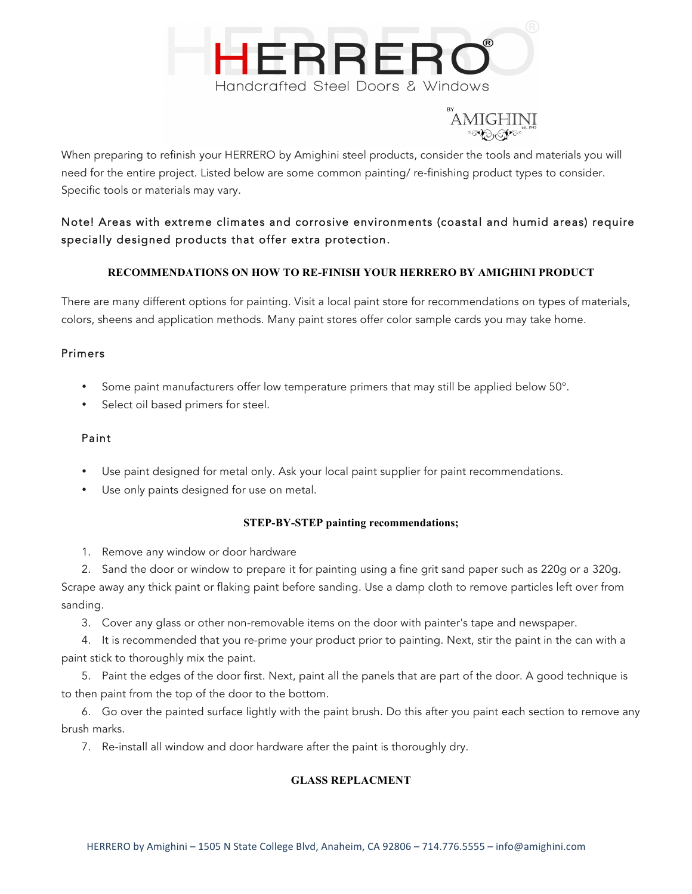# HERRERO®

Handcrafted Steel Doors & Windows

BY AMIGHINI est. 1945

When preparing to refinish your HERRERO by Amighini steel products, consider the tools and materials you will need for the entire project. Listed below are some common painting/ re-finishing product types to consider. Specific tools or materials may vary.

Note! Areas with extreme climates and corrosive environments (coastal and humid areas) require specially designed products that offer extra protection.

## RECOMMENDATIONS ON HOW TO RE-FINISH YOUR HERRERO BY AMIGHINI PRODUCT

There are many different options for painting. Visit a local paint store for recommendations on types of materials, colors, sheens and application methods. Many paint stores offer color sample cards you may take home.

### Primers

- Some paint manufacturers offer low temperature primers that may still be applied below 50°.
- Select oil based primers for steel.

### Paint

- Use paint designed for metal only. Ask your local paint supplier for paint recommendations.
- Use only paints designed for use on metal.

## STEP-BY-STEP painting recommendations;

1. Remove any window or door hardware
2. Sand the door or window to prepare it for painting using a fine grit sand paper such as 220g or a 320g. Scrape away any thick paint or flaking paint before sanding. Use a damp cloth to remove particles left over from sanding.
3. Cover any glass or other non-removable items on the door with painter's tape and newspaper.
4. It is recommended that you re-prime your product prior to painting. Next, stir the paint in the can with a paint stick to thoroughly mix the paint.
5. Paint the edges of the door first. Next, paint all the panels that are part of the door. A good technique is to then paint from the top of the door to the bottom.
6. Go over the painted surface lightly with the paint brush. Do this after you paint each section to remove any brush marks.
7. Re-install all window and door hardware after the paint is thoroughly dry.

## GLASS REPLACMENT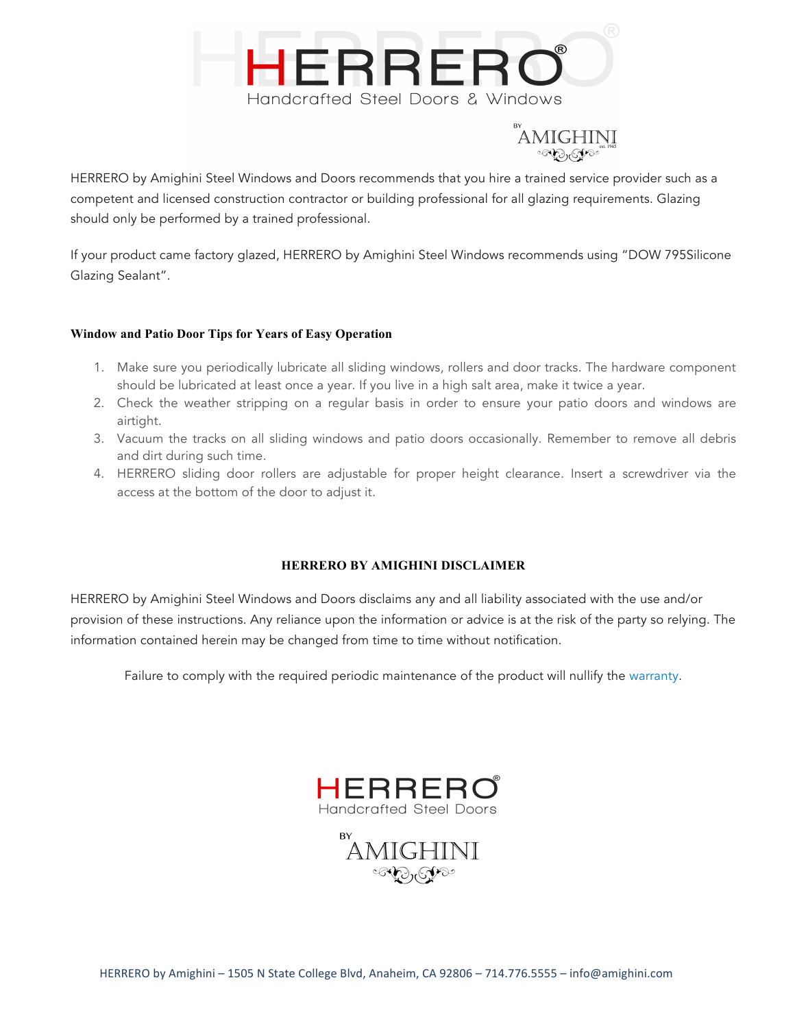HERRERO®

Handcrafted Steel Doors & Windows

BY AMIGHINI est. 1945

HERRERO by Amighini Steel Windows and Doors recommends that you hire a trained service provider such as a competent and licensed construction contractor or building professional for all glazing requirements. Glazing should only be performed by a trained professional.

If your product came factory glazed, HERRERO by Amighini Steel Windows recommends using "DOW 795Silicone Glazing Sealant".

**Window and Patio Door Tips for Years of Easy Operation**

1. Make sure you periodically lubricate all sliding windows, rollers and door tracks. The hardware component should be lubricated at least once a year. If you live in a high salt area, make it twice a year.
2. Check the weather stripping on a regular basis in order to ensure your patio doors and windows are airtight.
3. Vacuum the tracks on all sliding windows and patio doors occasionally. Remember to remove all debris and dirt during such time.
4. HERRERO sliding door rollers are adjustable for proper height clearance. Insert a screwdriver via the access at the bottom of the door to adjust it.

**HERRERO BY AMIGHINI DISCLAIMER**

HERRERO by Amighini Steel Windows and Doors disclaims any and all liability associated with the use and/or provision of these instructions. Any reliance upon the information or advice is at the risk of the party so relying. The information contained herein may be changed from time to time without notification.

Failure to comply with the required periodic maintenance of the product will nullify the warranty.

HERRERO®

Handcrafted Steel Doors

BY AMIGHINI

HERRERO by Amighini – 1505 N State College Blvd, Anaheim, CA 92806 – 714.776.5555 – info@amighini.com